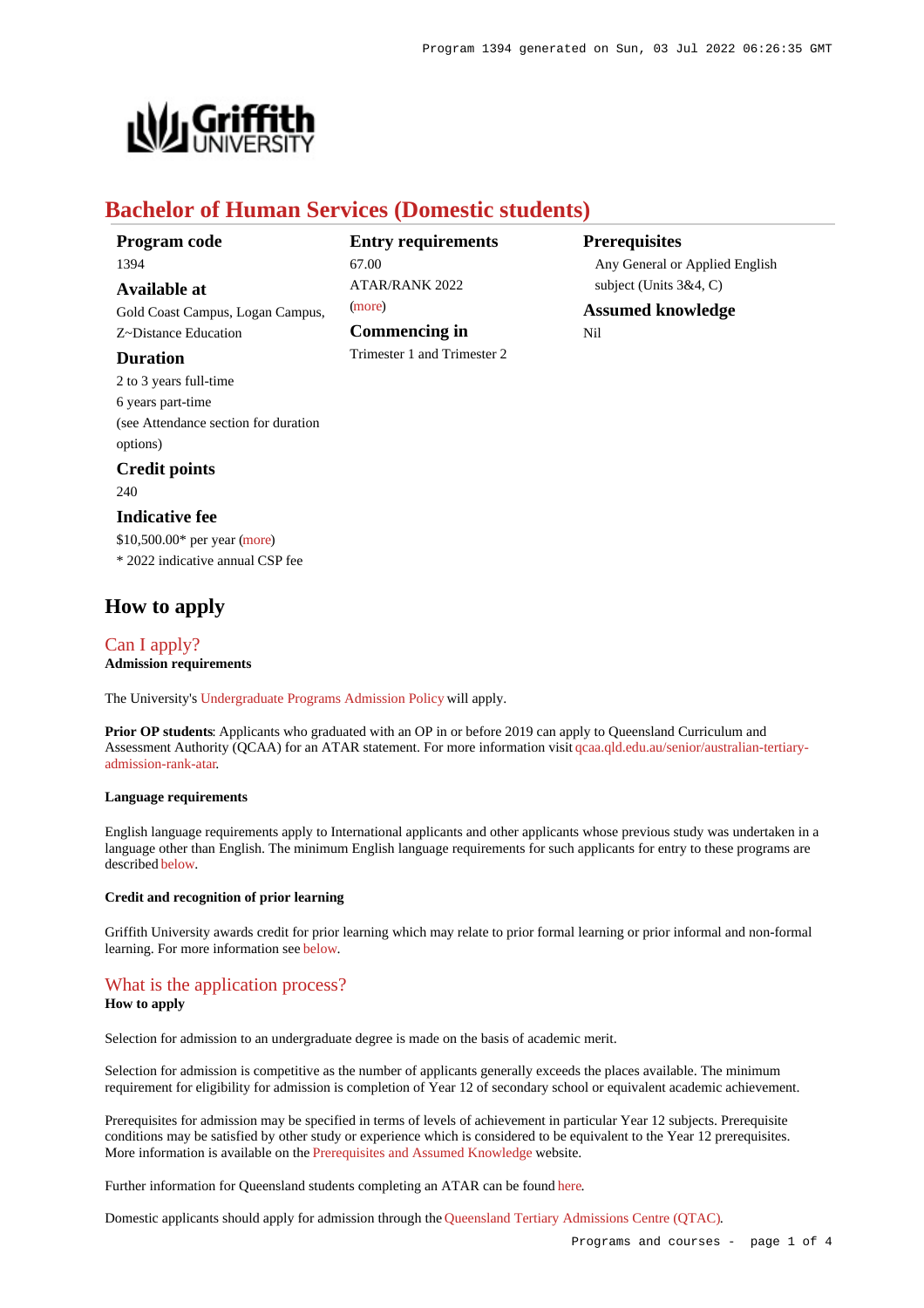# Bachelor of Human Services (Domestic students)

**Program code**
1394

**Available at**
Gold Coast Campus, Logan Campus, Z~Distance Education

**Duration**
2 to 3 years full-time
6 years part-time
(see Attendance section for duration options)

**Credit points**
240

**Indicative fee**
$10,500.00* per year (more)
* 2022 indicative annual CSP fee

**Entry requirements**
67.00
ATAR/RANK 2022
(more)

**Commencing in**
Trimester 1 and Trimester 2

**Prerequisites**
Any General or Applied English subject (Units 3&4, C)

**Assumed knowledge**
Nil

## How to apply

### Can I apply?

**Admission requirements**

The University's Undergraduate Programs Admission Policy will apply.

**Prior OP students**: Applicants who graduated with an OP in or before 2019 can apply to Queensland Curriculum and Assessment Authority (QCAA) for an ATAR statement. For more information visit qcaa.qld.edu.au/senior/australian-tertiary-admission-rank-atar.

**Language requirements**

English language requirements apply to International applicants and other applicants whose previous study was undertaken in a language other than English. The minimum English language requirements for such applicants for entry to these programs are described below.

**Credit and recognition of prior learning**

Griffith University awards credit for prior learning which may relate to prior formal learning or prior informal and non-formal learning. For more information see below.

### What is the application process?

**How to apply**

Selection for admission to an undergraduate degree is made on the basis of academic merit.

Selection for admission is competitive as the number of applicants generally exceeds the places available. The minimum requirement for eligibility for admission is completion of Year 12 of secondary school or equivalent academic achievement.

Prerequisites for admission may be specified in terms of levels of achievement in particular Year 12 subjects. Prerequisite conditions may be satisfied by other study or experience which is considered to be equivalent to the Year 12 prerequisites. More information is available on the Prerequisites and Assumed Knowledge website.

Further information for Queensland students completing an ATAR can be found here.

Domestic applicants should apply for admission through the Queensland Tertiary Admissions Centre (QTAC).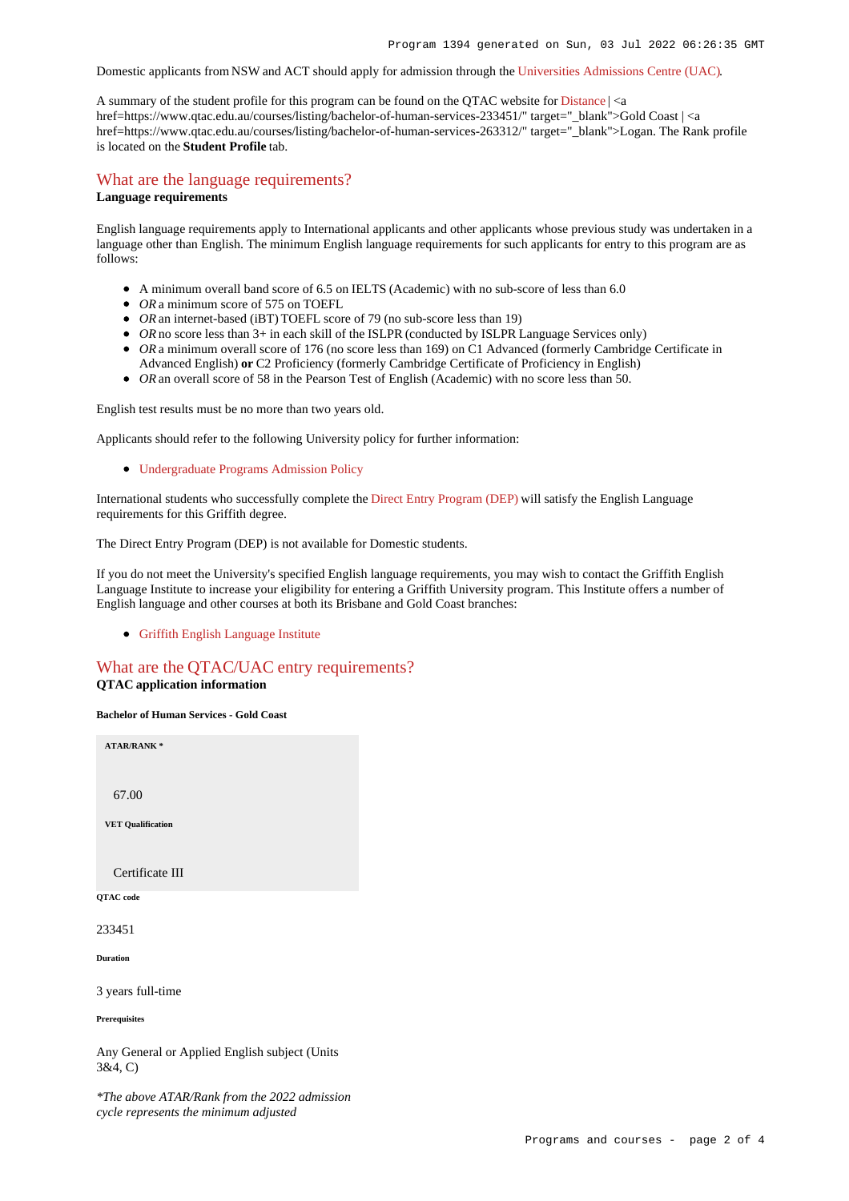Domestic applicants from NSW and ACT should apply for admission through the Universities Admissions Centre (UAC).

A summary of the student profile for this program can be found on the QTAC website for Distance | <a href=https://www.qtac.edu.au/courses/listing/bachelor-of-human-services-233451/" target="_blank">Gold Coast | <a href=https://www.qtac.edu.au/courses/listing/bachelor-of-human-services-263312/" target="_blank">Logan. The Rank profile is located on the **Student Profile** tab.

## What are the language requirements?

**Language requirements**

English language requirements apply to International applicants and other applicants whose previous study was undertaken in a language other than English. The minimum English language requirements for such applicants for entry to this program are as follows:

- A minimum overall band score of 6.5 on IELTS (Academic) with no sub-score of less than 6.0
- *OR* a minimum score of 575 on TOEFL
- *OR* an internet-based (iBT) TOEFL score of 79 (no sub-score less than 19)
- *OR* no score less than 3+ in each skill of the ISLPR (conducted by ISLPR Language Services only)
- *OR* a minimum overall score of 176 (no score less than 169) on C1 Advanced (formerly Cambridge Certificate in Advanced English) **or** C2 Proficiency (formerly Cambridge Certificate of Proficiency in English)
- *OR* an overall score of 58 in the Pearson Test of English (Academic) with no score less than 50.

English test results must be no more than two years old.

Applicants should refer to the following University policy for further information:

- Undergraduate Programs Admission Policy

International students who successfully complete the Direct Entry Program (DEP) will satisfy the English Language requirements for this Griffith degree.

The Direct Entry Program (DEP) is not available for Domestic students.

If you do not meet the University's specified English language requirements, you may wish to contact the Griffith English Language Institute to increase your eligibility for entering a Griffith University program. This Institute offers a number of English language and other courses at both its Brisbane and Gold Coast branches:

- Griffith English Language Institute

## What are the QTAC/UAC entry requirements?

**QTAC application information**

**Bachelor of Human Services - Gold Coast**

**ATAR/RANK ***

67.00

**VET Qualification**

Certificate III

**QTAC code**

233451

**Duration**

3 years full-time

**Prerequisites**

Any General or Applied English subject (Units 3&4, C)

*\*The above ATAR/Rank from the 2022 admission cycle represents the minimum adjusted*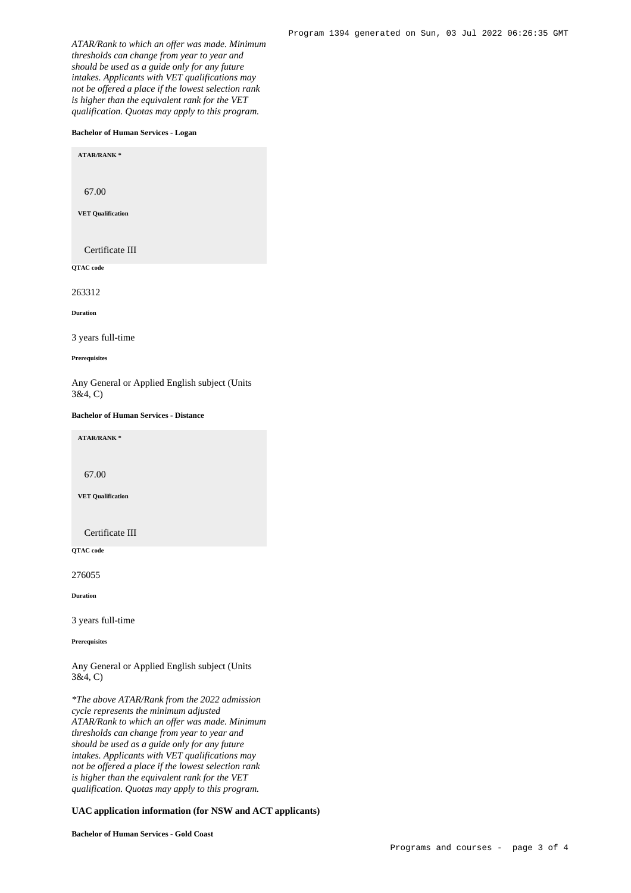*ATAR/Rank to which an offer was made. Minimum thresholds can change from year to year and should be used as a guide only for any future intakes. Applicants with VET qualifications may not be offered a place if the lowest selection rank is higher than the equivalent rank for the VET qualification. Quotas may apply to this program.*

**Bachelor of Human Services - Logan**

**ATAR/RANK ***

67.00

**VET Qualification**

Certificate III

**QTAC code**

263312

**Duration**

3 years full-time

**Prerequisites**

Any General or Applied English subject (Units 3&4, C)

**Bachelor of Human Services - Distance**

**ATAR/RANK ***

67.00

**VET Qualification**

Certificate III

**QTAC code**

276055

**Duration**

3 years full-time

**Prerequisites**

Any General or Applied English subject (Units 3&4, C)

*\*The above ATAR/Rank from the 2022 admission cycle represents the minimum adjusted ATAR/Rank to which an offer was made. Minimum thresholds can change from year to year and should be used as a guide only for any future intakes. Applicants with VET qualifications may not be offered a place if the lowest selection rank is higher than the equivalent rank for the VET qualification. Quotas may apply to this program.*

**UAC application information (for NSW and ACT applicants)**

**Bachelor of Human Services - Gold Coast**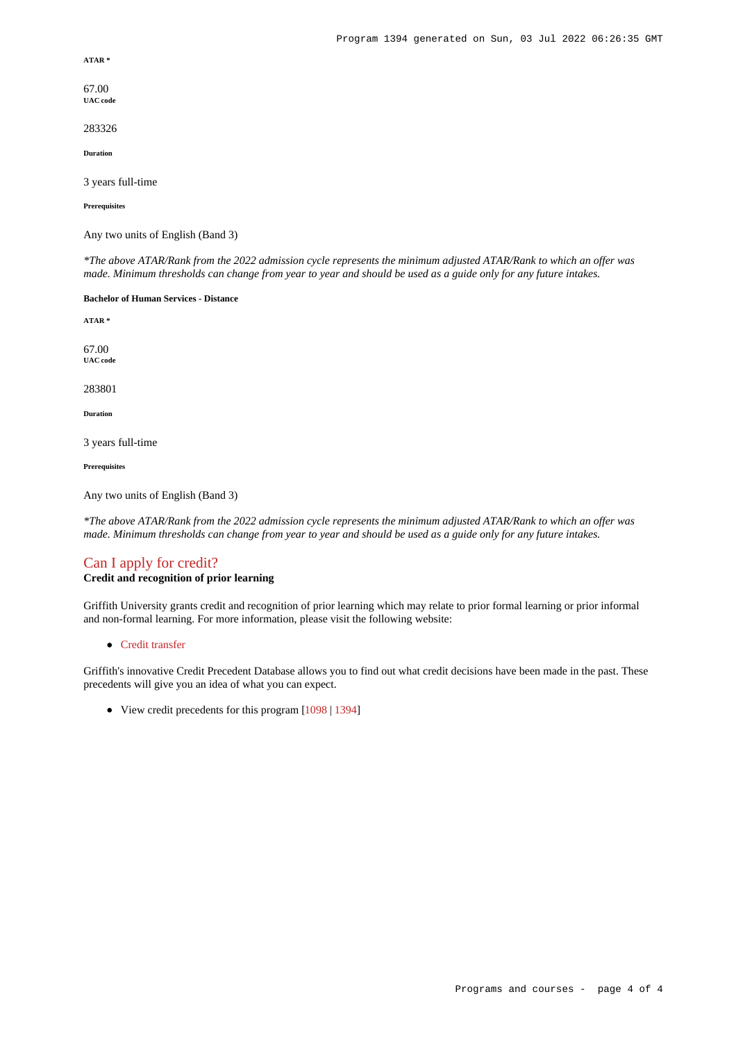**ATAR ***

67.00

**UAC code**

283326

**Duration**

3 years full-time

**Prerequisites**

Any two units of English (Band 3)

*\*The above ATAR/Rank from the 2022 admission cycle represents the minimum adjusted ATAR/Rank to which an offer was made. Minimum thresholds can change from year to year and should be used as a guide only for any future intakes.*

**Bachelor of Human Services - Distance**

**ATAR ***

67.00

**UAC code**

283801

**Duration**

3 years full-time

**Prerequisites**

Any two units of English (Band 3)

*\*The above ATAR/Rank from the 2022 admission cycle represents the minimum adjusted ATAR/Rank to which an offer was made. Minimum thresholds can change from year to year and should be used as a guide only for any future intakes.*

## Can I apply for credit?

**Credit and recognition of prior learning**

Griffith University grants credit and recognition of prior learning which may relate to prior formal learning or prior informal and non-formal learning. For more information, please visit the following website:

- Credit transfer

Griffith's innovative Credit Precedent Database allows you to find out what credit decisions have been made in the past. These precedents will give you an idea of what you can expect.

- View credit precedents for this program [1098 | 1394]